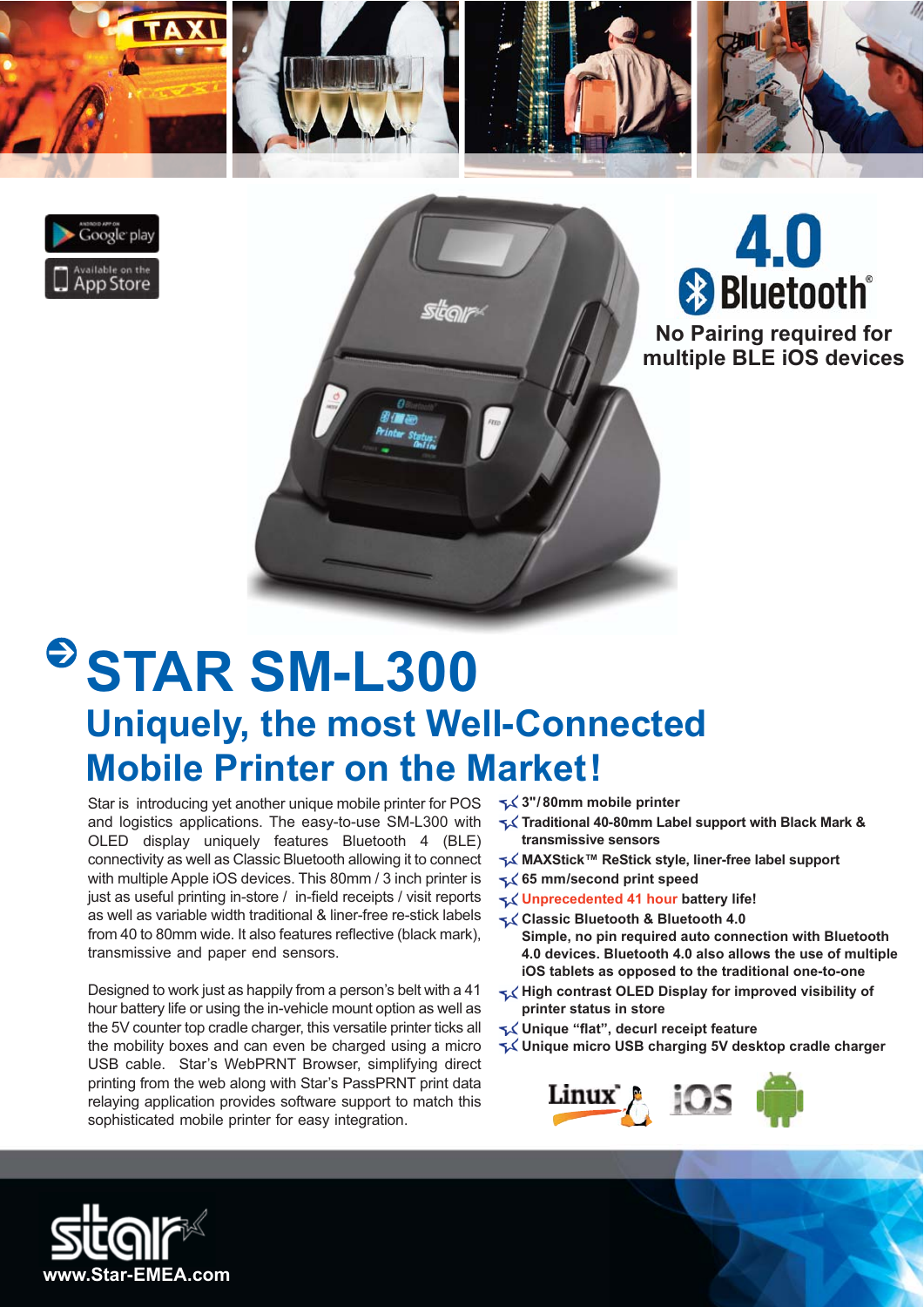4.0 Bluetooth®

No Pairing required for multiple BLE iOS devices

# STAR SM-L300

## Uniquely, the most Well-Connected Mobile Printer on the Market!

Star is introducing yet another unique mobile printer for POS and logistics applications. The easy-to-use SM-L300 with OLED display uniquely features Bluetooth 4 (BLE) connectivity as well as Classic Bluetooth allowing it to connect with multiple Apple iOS devices. This 80mm / 3 inch printer is just as useful printing in-store / in-field receipts / visit reports as well as variable width traditional & liner-free re-stick labels from 40 to 80mm wide. It also features reflective (black mark), transmissive and paper end sensors.

Designed to work just as happily from a person's belt with a 41 hour battery life or using the in-vehicle mount option as well as the 5V counter top cradle charger, this versatile printer ticks all the mobility boxes and can even be charged using a micro USB cable. Star's WebPRNT Browser, simplifying direct printing from the web along with Star's PassPRNT print data relaying application provides software support to match this sophisticated mobile printer for easy integration.

- **3"/80mm mobile printer**
- **Traditional 40-80mm Label support with Black Mark & transmissive sensors**
- **MAXStick™ ReStick style, liner-free label support**
- **65 mm/second print speed**
- **Unprecedented 41 hour battery life!**
- **Classic Bluetooth & Bluetooth 4.0**
  **Simple, no pin required auto connection with Bluetooth 4.0 devices. Bluetooth 4.0 also allows the use of multiple iOS tablets as opposed to the traditional one-to-one**
- **High contrast OLED Display for improved visibility of printer status in store**
- **Unique "flat", decurl receipt feature**
- **Unique micro USB charging 5V desktop cradle charger**

www.Star-EMEA.com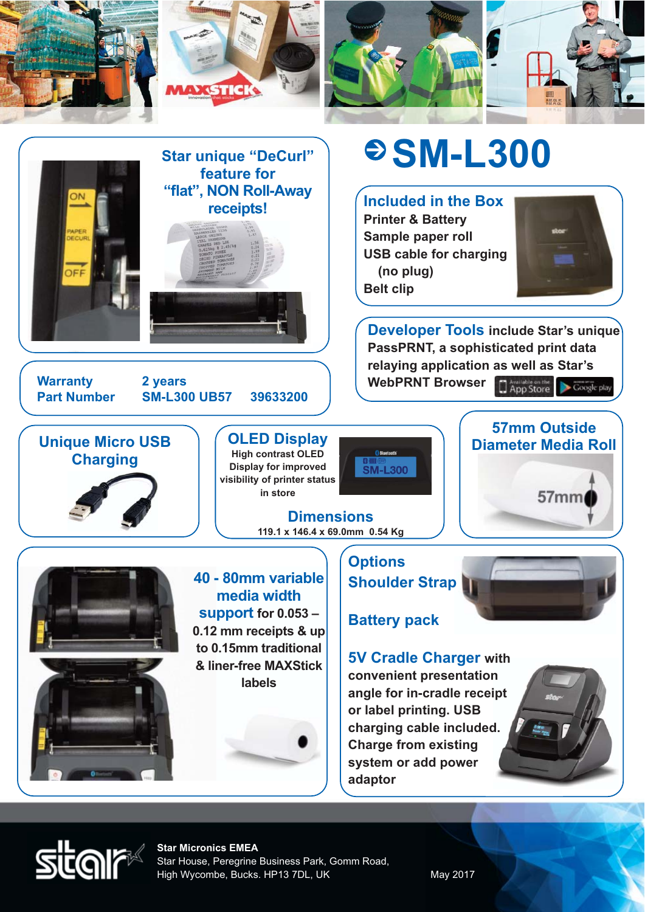# SM-L300

## Star unique "DeCurl" feature for "flat", NON Roll-Away receipts!

ON
PAPER DECURL
OFF

| | | |
|---|---|---|
| Warranty | 2 years | |
| Part Number | SM-L300 UB57 | 39633200 |

## Included in the Box

Printer & Battery
Sample paper roll
USB cable for charging (no plug)
Belt clip

## Developer Tools

**Developer Tools** include Star's unique PassPRNT, a sophisticated print data relaying application as well as Star's WebPRNT Browser

## Unique Micro USB Charging

## OLED Display

High contrast OLED Display for improved visibility of printer status in store

## Dimensions

119.1 x 146.4 x 69.0mm 0.54 Kg

## 57mm Outside Diameter Media Roll

57mm

## 40 - 80mm variable media width support

**40 - 80mm variable media width support** for 0.053 – 0.12 mm receipts & up to 0.15mm traditional & liner-free MAXStick labels

## Options

### Shoulder Strap

### Battery pack

### 5V Cradle Charger

**5V Cradle Charger** with convenient presentation angle for in-cradle receipt or label printing. USB charging cable included. Charge from existing system or add power adaptor

**Star Micronics EMEA**
Star House, Peregrine Business Park, Gomm Road,
High Wycombe, Bucks. HP13 7DL, UK

May 2017